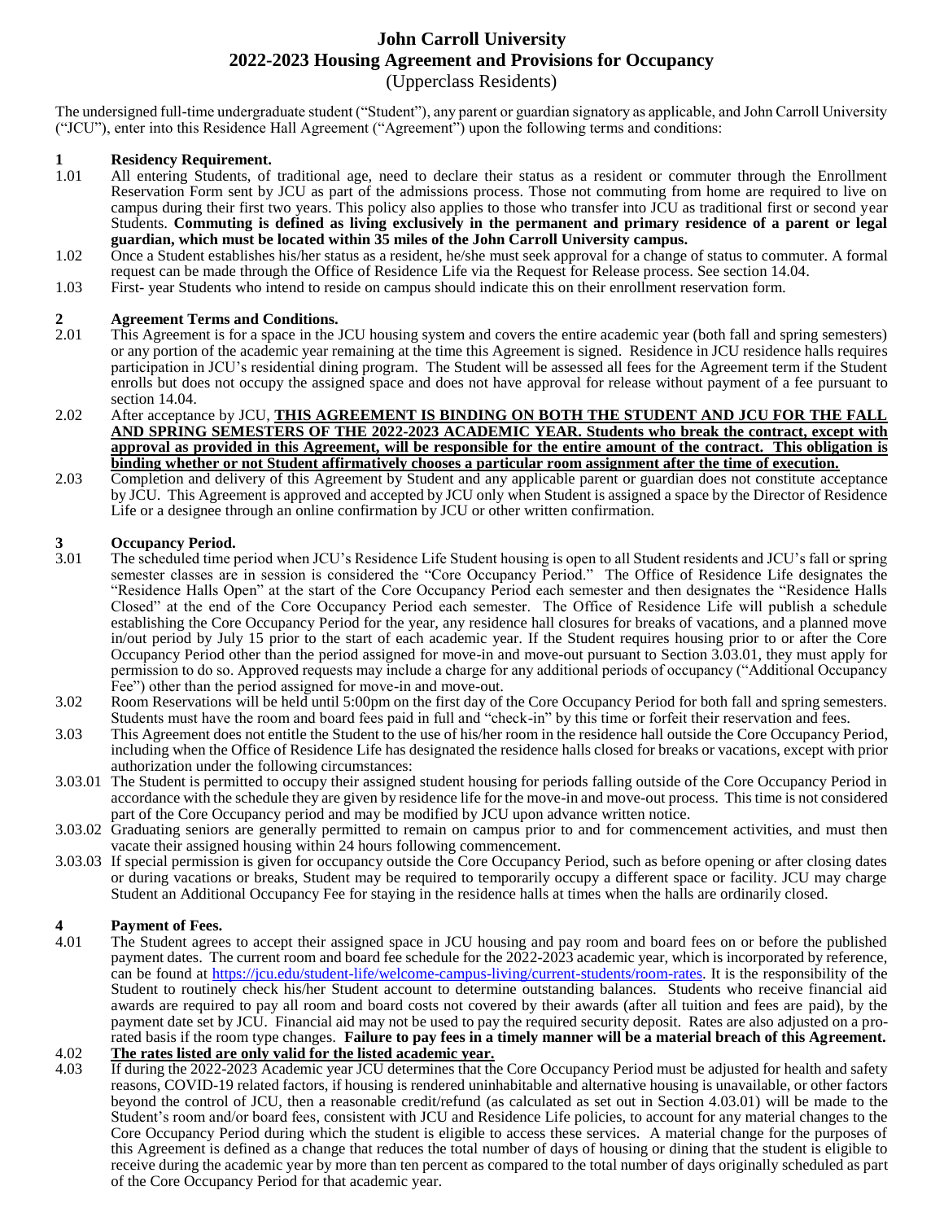# John Carroll University
# 2022-2023 Housing Agreement and Provisions for Occupancy
(Upperclass Residents)

The undersigned full-time undergraduate student ("Student"), any parent or guardian signatory as applicable, and John Carroll University ("JCU"), enter into this Residence Hall Agreement ("Agreement") upon the following terms and conditions:

## 1 Residency Requirement.

1.01 All entering Students, of traditional age, need to declare their status as a resident or commuter through the Enrollment Reservation Form sent by JCU as part of the admissions process. Those not commuting from home are required to live on campus during their first two years. This policy also applies to those who transfer into JCU as traditional first or second year Students. **Commuting is defined as living exclusively in the permanent and primary residence of a parent or legal guardian, which must be located within 35 miles of the John Carroll University campus.**

1.02 Once a Student establishes his/her status as a resident, he/she must seek approval for a change of status to commuter. A formal request can be made through the Office of Residence Life via the Request for Release process. See section 14.04.

1.03 First- year Students who intend to reside on campus should indicate this on their enrollment reservation form.

## 2 Agreement Terms and Conditions.

2.01 This Agreement is for a space in the JCU housing system and covers the entire academic year (both fall and spring semesters) or any portion of the academic year remaining at the time this Agreement is signed. Residence in JCU residence halls requires participation in JCU's residential dining program. The Student will be assessed all fees for the Agreement term if the Student enrolls but does not occupy the assigned space and does not have approval for release without payment of a fee pursuant to section 14.04.

2.02 After acceptance by JCU, **THIS AGREEMENT IS BINDING ON BOTH THE STUDENT AND JCU FOR THE FALL AND SPRING SEMESTERS OF THE 2022-2023 ACADEMIC YEAR. Students who break the contract, except with approval as provided in this Agreement, will be responsible for the entire amount of the contract. This obligation is binding whether or not Student affirmatively chooses a particular room assignment after the time of execution.**

2.03 Completion and delivery of this Agreement by Student and any applicable parent or guardian does not constitute acceptance by JCU. This Agreement is approved and accepted by JCU only when Student is assigned a space by the Director of Residence Life or a designee through an online confirmation by JCU or other written confirmation.

## 3 Occupancy Period.

3.01 The scheduled time period when JCU's Residence Life Student housing is open to all Student residents and JCU's fall or spring semester classes are in session is considered the "Core Occupancy Period." The Office of Residence Life designates the "Residence Halls Open" at the start of the Core Occupancy Period each semester and then designates the "Residence Halls Closed" at the end of the Core Occupancy Period each semester. The Office of Residence Life will publish a schedule establishing the Core Occupancy Period for the year, any residence hall closures for breaks of vacations, and a planned move in/out period by July 15 prior to the start of each academic year. If the Student requires housing prior to or after the Core Occupancy Period other than the period assigned for move-in and move-out pursuant to Section 3.03.01, they must apply for permission to do so. Approved requests may include a charge for any additional periods of occupancy ("Additional Occupancy Fee") other than the period assigned for move-in and move-out.

3.02 Room Reservations will be held until 5:00pm on the first day of the Core Occupancy Period for both fall and spring semesters. Students must have the room and board fees paid in full and "check-in" by this time or forfeit their reservation and fees.

3.03 This Agreement does not entitle the Student to the use of his/her room in the residence hall outside the Core Occupancy Period, including when the Office of Residence Life has designated the residence halls closed for breaks or vacations, except with prior authorization under the following circumstances:

3.03.01 The Student is permitted to occupy their assigned student housing for periods falling outside of the Core Occupancy Period in accordance with the schedule they are given by residence life for the move-in and move-out process. This time is not considered part of the Core Occupancy period and may be modified by JCU upon advance written notice.

3.03.02 Graduating seniors are generally permitted to remain on campus prior to and for commencement activities, and must then vacate their assigned housing within 24 hours following commencement.

3.03.03 If special permission is given for occupancy outside the Core Occupancy Period, such as before opening or after closing dates or during vacations or breaks, Student may be required to temporarily occupy a different space or facility. JCU may charge Student an Additional Occupancy Fee for staying in the residence halls at times when the halls are ordinarily closed.

## 4 Payment of Fees.

4.01 The Student agrees to accept their assigned space in JCU housing and pay room and board fees on or before the published payment dates. The current room and board fee schedule for the 2022-2023 academic year, which is incorporated by reference, can be found at https://jcu.edu/student-life/welcome-campus-living/current-students/room-rates. It is the responsibility of the Student to routinely check his/her Student account to determine outstanding balances. Students who receive financial aid awards are required to pay all room and board costs not covered by their awards (after all tuition and fees are paid), by the payment date set by JCU. Financial aid may not be used to pay the required security deposit. Rates are also adjusted on a pro-rated basis if the room type changes. **Failure to pay fees in a timely manner will be a material breach of this Agreement.**

4.02 **The rates listed are only valid for the listed academic year.**

4.03 If during the 2022-2023 Academic year JCU determines that the Core Occupancy Period must be adjusted for health and safety reasons, COVID-19 related factors, if housing is rendered uninhabitable and alternative housing is unavailable, or other factors beyond the control of JCU, then a reasonable credit/refund (as calculated as set out in Section 4.03.01) will be made to the Student's room and/or board fees, consistent with JCU and Residence Life policies, to account for any material changes to the Core Occupancy Period during which the student is eligible to access these services. A material change for the purposes of this Agreement is defined as a change that reduces the total number of days of housing or dining that the student is eligible to receive during the academic year by more than ten percent as compared to the total number of days originally scheduled as part of the Core Occupancy Period for that academic year.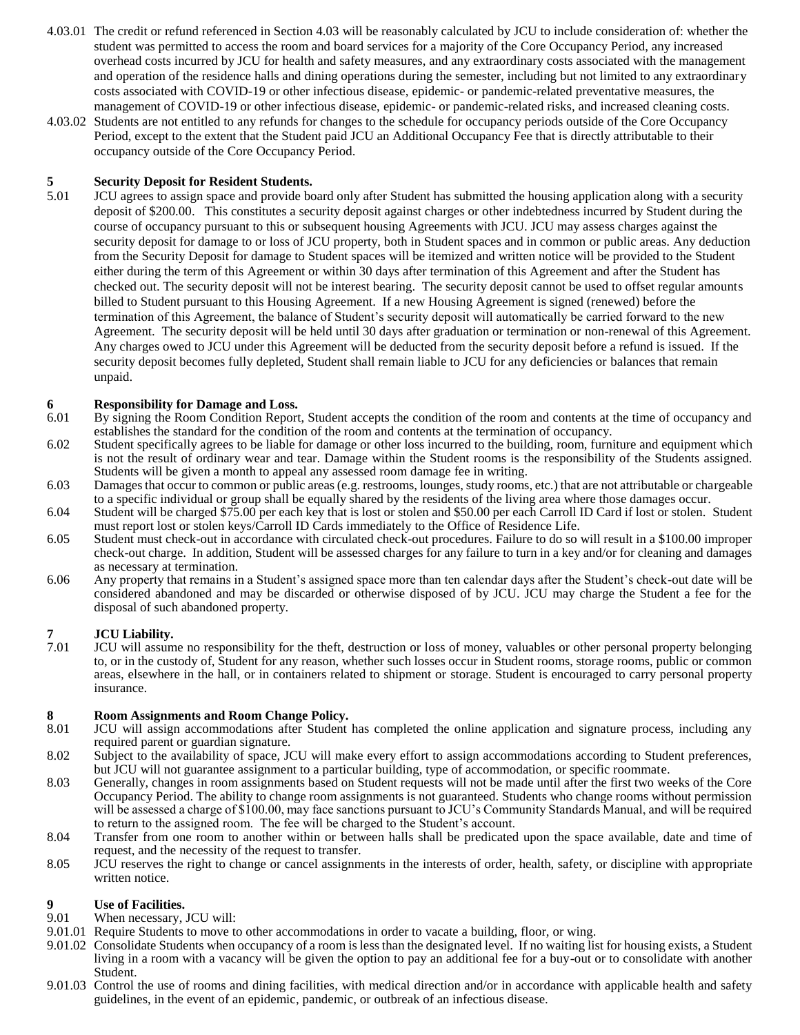4.03.01 The credit or refund referenced in Section 4.03 will be reasonably calculated by JCU to include consideration of: whether the student was permitted to access the room and board services for a majority of the Core Occupancy Period, any increased overhead costs incurred by JCU for health and safety measures, and any extraordinary costs associated with the management and operation of the residence halls and dining operations during the semester, including but not limited to any extraordinary costs associated with COVID-19 or other infectious disease, epidemic- or pandemic-related preventative measures, the management of COVID-19 or other infectious disease, epidemic- or pandemic-related risks, and increased cleaning costs.

4.03.02 Students are not entitled to any refunds for changes to the schedule for occupancy periods outside of the Core Occupancy Period, except to the extent that the Student paid JCU an Additional Occupancy Fee that is directly attributable to their occupancy outside of the Core Occupancy Period.

## 5 Security Deposit for Resident Students.

5.01 JCU agrees to assign space and provide board only after Student has submitted the housing application along with a security deposit of $200.00. This constitutes a security deposit against charges or other indebtedness incurred by Student during the course of occupancy pursuant to this or subsequent housing Agreements with JCU. JCU may assess charges against the security deposit for damage to or loss of JCU property, both in Student spaces and in common or public areas. Any deduction from the Security Deposit for damage to Student spaces will be itemized and written notice will be provided to the Student either during the term of this Agreement or within 30 days after termination of this Agreement and after the Student has checked out. The security deposit will not be interest bearing. The security deposit cannot be used to offset regular amounts billed to Student pursuant to this Housing Agreement. If a new Housing Agreement is signed (renewed) before the termination of this Agreement, the balance of Student's security deposit will automatically be carried forward to the new Agreement. The security deposit will be held until 30 days after graduation or termination or non-renewal of this Agreement. Any charges owed to JCU under this Agreement will be deducted from the security deposit before a refund is issued. If the security deposit becomes fully depleted, Student shall remain liable to JCU for any deficiencies or balances that remain unpaid.

## 6 Responsibility for Damage and Loss.

6.01 By signing the Room Condition Report, Student accepts the condition of the room and contents at the time of occupancy and establishes the standard for the condition of the room and contents at the termination of occupancy.

6.02 Student specifically agrees to be liable for damage or other loss incurred to the building, room, furniture and equipment which is not the result of ordinary wear and tear. Damage within the Student rooms is the responsibility of the Students assigned. Students will be given a month to appeal any assessed room damage fee in writing.

6.03 Damages that occur to common or public areas (e.g. restrooms, lounges, study rooms, etc.) that are not attributable or chargeable to a specific individual or group shall be equally shared by the residents of the living area where those damages occur.

6.04 Student will be charged $75.00 per each key that is lost or stolen and $50.00 per each Carroll ID Card if lost or stolen. Student must report lost or stolen keys/Carroll ID Cards immediately to the Office of Residence Life.

6.05 Student must check-out in accordance with circulated check-out procedures. Failure to do so will result in a $100.00 improper check-out charge. In addition, Student will be assessed charges for any failure to turn in a key and/or for cleaning and damages as necessary at termination.

6.06 Any property that remains in a Student's assigned space more than ten calendar days after the Student's check-out date will be considered abandoned and may be discarded or otherwise disposed of by JCU. JCU may charge the Student a fee for the disposal of such abandoned property.

## 7 JCU Liability.

7.01 JCU will assume no responsibility for the theft, destruction or loss of money, valuables or other personal property belonging to, or in the custody of, Student for any reason, whether such losses occur in Student rooms, storage rooms, public or common areas, elsewhere in the hall, or in containers related to shipment or storage. Student is encouraged to carry personal property insurance.

## 8 Room Assignments and Room Change Policy.

8.01 JCU will assign accommodations after Student has completed the online application and signature process, including any required parent or guardian signature.

8.02 Subject to the availability of space, JCU will make every effort to assign accommodations according to Student preferences, but JCU will not guarantee assignment to a particular building, type of accommodation, or specific roommate.

8.03 Generally, changes in room assignments based on Student requests will not be made until after the first two weeks of the Core Occupancy Period. The ability to change room assignments is not guaranteed. Students who change rooms without permission will be assessed a charge of $100.00, may face sanctions pursuant to JCU's Community Standards Manual, and will be required to return to the assigned room. The fee will be charged to the Student's account.

8.04 Transfer from one room to another within or between halls shall be predicated upon the space available, date and time of request, and the necessity of the request to transfer.

8.05 JCU reserves the right to change or cancel assignments in the interests of order, health, safety, or discipline with appropriate written notice.

## 9 Use of Facilities.

9.01 When necessary, JCU will:

9.01.01 Require Students to move to other accommodations in order to vacate a building, floor, or wing.

9.01.02 Consolidate Students when occupancy of a room is less than the designated level. If no waiting list for housing exists, a Student living in a room with a vacancy will be given the option to pay an additional fee for a buy-out or to consolidate with another Student.

9.01.03 Control the use of rooms and dining facilities, with medical direction and/or in accordance with applicable health and safety guidelines, in the event of an epidemic, pandemic, or outbreak of an infectious disease.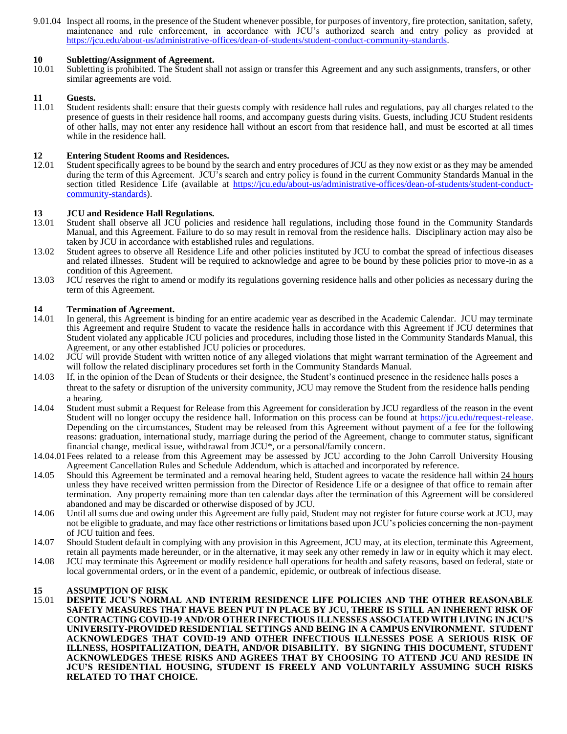9.01.04 Inspect all rooms, in the presence of the Student whenever possible, for purposes of inventory, fire protection, sanitation, safety, maintenance and rule enforcement, in accordance with JCU's authorized search and entry policy as provided at https://jcu.edu/about-us/administrative-offices/dean-of-students/student-conduct-community-standards.

**10 Subletting/Assignment of Agreement.**

10.01 Subletting is prohibited. The Student shall not assign or transfer this Agreement and any such assignments, transfers, or other similar agreements are void.

**11 Guests.**

11.01 Student residents shall: ensure that their guests comply with residence hall rules and regulations, pay all charges related to the presence of guests in their residence hall rooms, and accompany guests during visits. Guests, including JCU Student residents of other halls, may not enter any residence hall without an escort from that residence hall, and must be escorted at all times while in the residence hall.

**12 Entering Student Rooms and Residences.**

12.01 Student specifically agrees to be bound by the search and entry procedures of JCU as they now exist or as they may be amended during the term of this Agreement. JCU's search and entry policy is found in the current Community Standards Manual in the section titled Residence Life (available at https://jcu.edu/about-us/administrative-offices/dean-of-students/student-conduct-community-standards).

**13 JCU and Residence Hall Regulations.**

13.01 Student shall observe all JCU policies and residence hall regulations, including those found in the Community Standards Manual, and this Agreement. Failure to do so may result in removal from the residence halls. Disciplinary action may also be taken by JCU in accordance with established rules and regulations.

13.02 Student agrees to observe all Residence Life and other policies instituted by JCU to combat the spread of infectious diseases and related illnesses. Student will be required to acknowledge and agree to be bound by these policies prior to move-in as a condition of this Agreement.

13.03 JCU reserves the right to amend or modify its regulations governing residence halls and other policies as necessary during the term of this Agreement.

**14 Termination of Agreement.**

14.01 In general, this Agreement is binding for an entire academic year as described in the Academic Calendar. JCU may terminate this Agreement and require Student to vacate the residence halls in accordance with this Agreement if JCU determines that Student violated any applicable JCU policies and procedures, including those listed in the Community Standards Manual, this Agreement, or any other established JCU policies or procedures.

14.02 JCU will provide Student with written notice of any alleged violations that might warrant termination of the Agreement and will follow the related disciplinary procedures set forth in the Community Standards Manual.

14.03 If, in the opinion of the Dean of Students or their designee, the Student's continued presence in the residence halls poses a threat to the safety or disruption of the university community, JCU may remove the Student from the residence halls pending a hearing.

14.04 Student must submit a Request for Release from this Agreement for consideration by JCU regardless of the reason in the event Student will no longer occupy the residence hall. Information on this process can be found at https://jcu.edu/request-release. Depending on the circumstances, Student may be released from this Agreement without payment of a fee for the following reasons: graduation, international study, marriage during the period of the Agreement, change to commuter status, significant financial change, medical issue, withdrawal from JCU*, or a personal/family concern.

14.04.01 Fees related to a release from this Agreement may be assessed by JCU according to the John Carroll University Housing Agreement Cancellation Rules and Schedule Addendum, which is attached and incorporated by reference.

14.05 Should this Agreement be terminated and a removal hearing held, Student agrees to vacate the residence hall within 24 hours unless they have received written permission from the Director of Residence Life or a designee of that office to remain after termination. Any property remaining more than ten calendar days after the termination of this Agreement will be considered abandoned and may be discarded or otherwise disposed of by JCU.

14.06 Until all sums due and owing under this Agreement are fully paid, Student may not register for future course work at JCU, may not be eligible to graduate, and may face other restrictions or limitations based upon JCU's policies concerning the non-payment of JCU tuition and fees.

14.07 Should Student default in complying with any provision in this Agreement, JCU may, at its election, terminate this Agreement, retain all payments made hereunder, or in the alternative, it may seek any other remedy in law or in equity which it may elect.

14.08 JCU may terminate this Agreement or modify residence hall operations for health and safety reasons, based on federal, state or local governmental orders, or in the event of a pandemic, epidemic, or outbreak of infectious disease.

**15 ASSUMPTION OF RISK**

**15.01 DESPITE JCU'S NORMAL AND INTERIM RESIDENCE LIFE POLICIES AND THE OTHER REASONABLE SAFETY MEASURES THAT HAVE BEEN PUT IN PLACE BY JCU, THERE IS STILL AN INHERENT RISK OF CONTRACTING COVID-19 AND/OR OTHER INFECTIOUS ILLNESSES ASSOCIATED WITH LIVING IN JCU'S UNIVERSITY-PROVIDED RESIDENTIAL SETTINGS AND BEING IN A CAMPUS ENVIRONMENT. STUDENT ACKNOWLEDGES THAT COVID-19 AND OTHER INFECTIOUS ILLNESSES POSE A SERIOUS RISK OF ILLNESS, HOSPITALIZATION, DEATH, AND/OR DISABILITY. BY SIGNING THIS DOCUMENT, STUDENT ACKNOWLEDGES THESE RISKS AND AGREES THAT BY CHOOSING TO ATTEND JCU AND RESIDE IN JCU'S RESIDENTIAL HOUSING, STUDENT IS FREELY AND VOLUNTARILY ASSUMING SUCH RISKS RELATED TO THAT CHOICE.**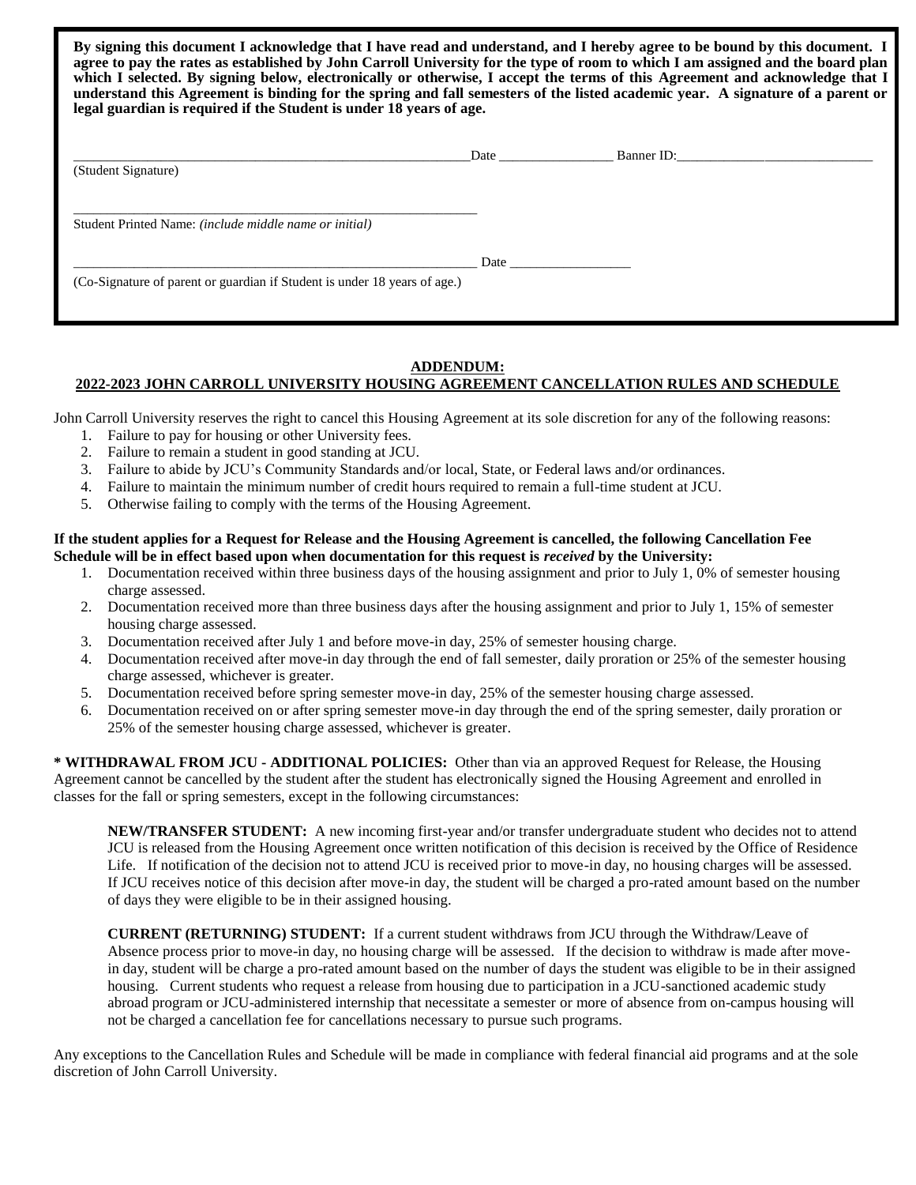**By signing this document I acknowledge that I have read and understand, and I hereby agree to be bound by this document. I agree to pay the rates as established by John Carroll University for the type of room to which I am assigned and the board plan which I selected. By signing below, electronically or otherwise, I accept the terms of this Agreement and acknowledge that I understand this Agreement is binding for the spring and fall semesters of the listed academic year. A signature of a parent or legal guardian is required if the Student is under 18 years of age.**

_____________________________________________________________Date _________________ Banner ID:______________________________

(Student Signature)

_____________________________________________________________

Student Printed Name: *(include middle name or initial)*

_____________________________________________________________ Date __________________

(Co-Signature of parent or guardian if Student is under 18 years of age.)

## ADDENDUM:
## 2022-2023 JOHN CARROLL UNIVERSITY HOUSING AGREEMENT CANCELLATION RULES AND SCHEDULE

John Carroll University reserves the right to cancel this Housing Agreement at its sole discretion for any of the following reasons:

1. Failure to pay for housing or other University fees.
2. Failure to remain a student in good standing at JCU.
3. Failure to abide by JCU's Community Standards and/or local, State, or Federal laws and/or ordinances.
4. Failure to maintain the minimum number of credit hours required to remain a full-time student at JCU.
5. Otherwise failing to comply with the terms of the Housing Agreement.

**If the student applies for a Request for Release and the Housing Agreement is cancelled, the following Cancellation Fee Schedule will be in effect based upon when documentation for this request is *received* by the University:**

1. Documentation received within three business days of the housing assignment and prior to July 1, 0% of semester housing charge assessed.
2. Documentation received more than three business days after the housing assignment and prior to July 1, 15% of semester housing charge assessed.
3. Documentation received after July 1 and before move-in day, 25% of semester housing charge.
4. Documentation received after move-in day through the end of fall semester, daily proration or 25% of the semester housing charge assessed, whichever is greater.
5. Documentation received before spring semester move-in day, 25% of the semester housing charge assessed.
6. Documentation received on or after spring semester move-in day through the end of the spring semester, daily proration or 25% of the semester housing charge assessed, whichever is greater.

**\* WITHDRAWAL FROM JCU - ADDITIONAL POLICIES:** Other than via an approved Request for Release, the Housing Agreement cannot be cancelled by the student after the student has electronically signed the Housing Agreement and enrolled in classes for the fall or spring semesters, except in the following circumstances:

**NEW/TRANSFER STUDENT:** A new incoming first-year and/or transfer undergraduate student who decides not to attend JCU is released from the Housing Agreement once written notification of this decision is received by the Office of Residence Life. If notification of the decision not to attend JCU is received prior to move-in day, no housing charges will be assessed. If JCU receives notice of this decision after move-in day, the student will be charged a pro-rated amount based on the number of days they were eligible to be in their assigned housing.

**CURRENT (RETURNING) STUDENT:** If a current student withdraws from JCU through the Withdraw/Leave of Absence process prior to move-in day, no housing charge will be assessed. If the decision to withdraw is made after move-in day, student will be charge a pro-rated amount based on the number of days the student was eligible to be in their assigned housing. Current students who request a release from housing due to participation in a JCU-sanctioned academic study abroad program or JCU-administered internship that necessitate a semester or more of absence from on-campus housing will not be charged a cancellation fee for cancellations necessary to pursue such programs.

Any exceptions to the Cancellation Rules and Schedule will be made in compliance with federal financial aid programs and at the sole discretion of John Carroll University.